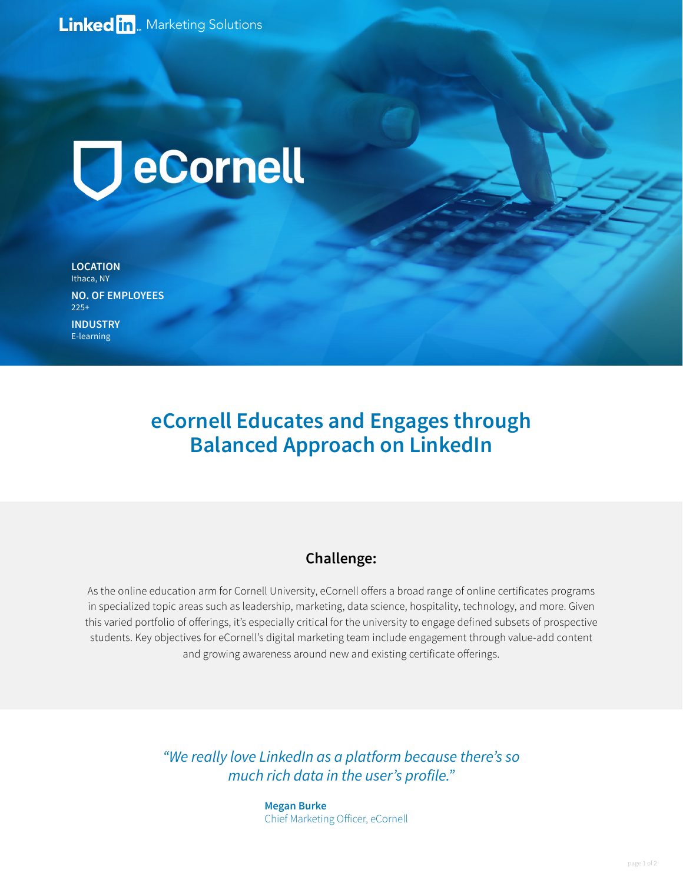LinkedIn Marketing Solutions

eCornell

**LOCATION**
Ithaca, NY

**NO. OF EMPLOYEES**
225+

**INDUSTRY**
E-learning

# eCornell Educates and Engages through Balanced Approach on LinkedIn

## Challenge:

As the online education arm for Cornell University, eCornell offers a broad range of online certificates programs in specialized topic areas such as leadership, marketing, data science, hospitality, technology, and more. Given this varied portfolio of offerings, it's especially critical for the university to engage defined subsets of prospective students. Key objectives for eCornell's digital marketing team include engagement through value-add content and growing awareness around new and existing certificate offerings.

*"We really love LinkedIn as a platform because there's so much rich data in the user's profile."*

**Megan Burke**
Chief Marketing Officer, eCornell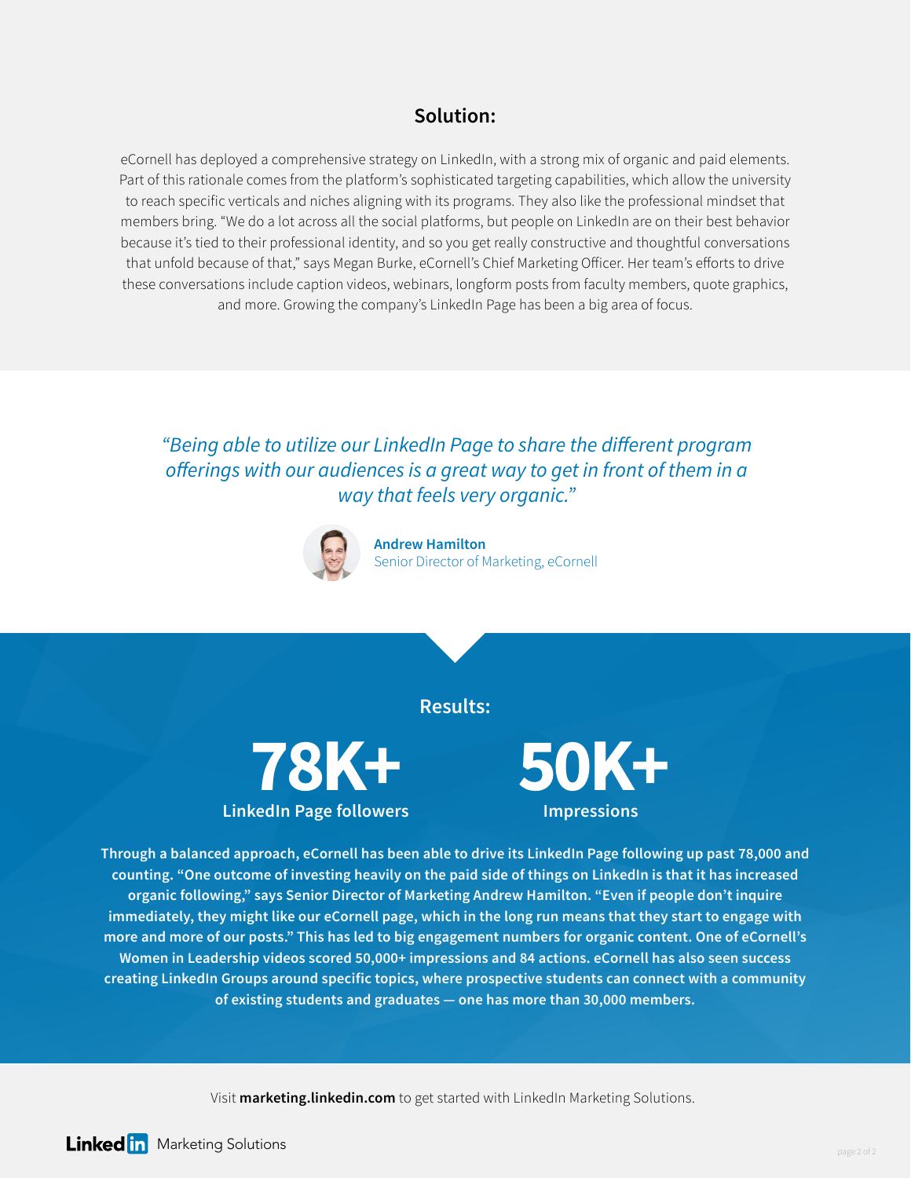## Solution:

eCornell has deployed a comprehensive strategy on LinkedIn, with a strong mix of organic and paid elements. Part of this rationale comes from the platform's sophisticated targeting capabilities, which allow the university to reach specific verticals and niches aligning with its programs. They also like the professional mindset that members bring. "We do a lot across all the social platforms, but people on LinkedIn are on their best behavior because it's tied to their professional identity, and so you get really constructive and thoughtful conversations that unfold because of that," says Megan Burke, eCornell's Chief Marketing Officer. Her team's efforts to drive these conversations include caption videos, webinars, longform posts from faculty members, quote graphics, and more. Growing the company's LinkedIn Page has been a big area of focus.

*"Being able to utilize our LinkedIn Page to share the different program offerings with our audiences is a great way to get in front of them in a way that feels very organic."*

**Andrew Hamilton**
Senior Director of Marketing, eCornell

## Results:

**78K+**
LinkedIn Page followers

**50K+**
Impressions

**Through a balanced approach, eCornell has been able to drive its LinkedIn Page following up past 78,000 and counting. "One outcome of investing heavily on the paid side of things on LinkedIn is that it has increased organic following," says Senior Director of Marketing Andrew Hamilton. "Even if people don't inquire immediately, they might like our eCornell page, which in the long run means that they start to engage with more and more of our posts." This has led to big engagement numbers for organic content. One of eCornell's Women in Leadership videos scored 50,000+ impressions and 84 actions. eCornell has also seen success creating LinkedIn Groups around specific topics, where prospective students can connect with a community of existing students and graduates — one has more than 30,000 members.**

Visit **marketing.linkedin.com** to get started with LinkedIn Marketing Solutions.

LinkedIn Marketing Solutions